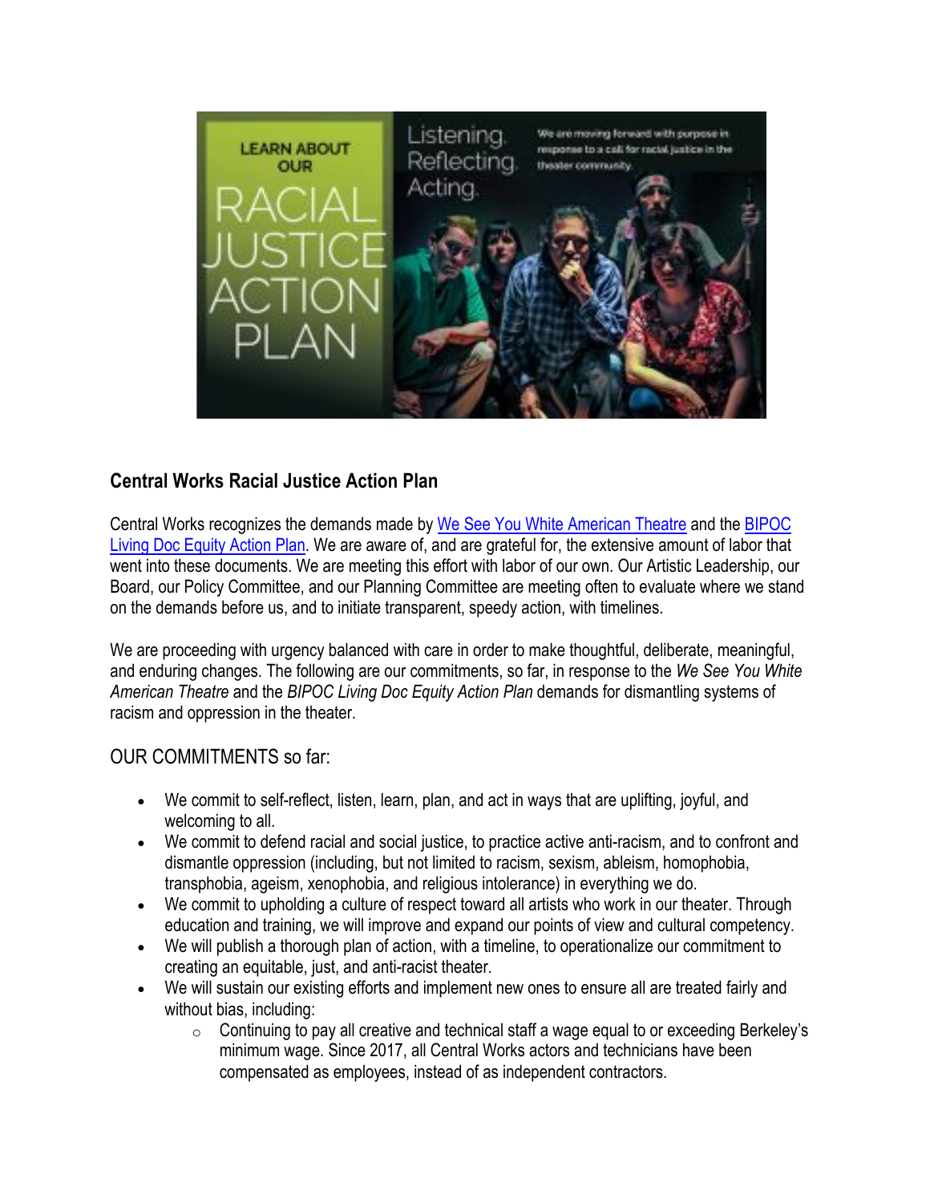## Central Works Racial Justice Action Plan

Central Works recognizes the demands made by We See You White American Theatre and the BIPOC Living Doc Equity Action Plan. We are aware of, and are grateful for, the extensive amount of labor that went into these documents. We are meeting this effort with labor of our own. Our Artistic Leadership, our Board, our Policy Committee, and our Planning Committee are meeting often to evaluate where we stand on the demands before us, and to initiate transparent, speedy action, with timelines.

We are proceeding with urgency balanced with care in order to make thoughtful, deliberate, meaningful, and enduring changes. The following are our commitments, so far, in response to the *We See You White American Theatre* and the *BIPOC Living Doc Equity Action Plan* demands for dismantling systems of racism and oppression in the theater.

### OUR COMMITMENTS so far:

- We commit to self-reflect, listen, learn, plan, and act in ways that are uplifting, joyful, and welcoming to all.
- We commit to defend racial and social justice, to practice active anti-racism, and to confront and dismantle oppression (including, but not limited to racism, sexism, ableism, homophobia, transphobia, ageism, xenophobia, and religious intolerance) in everything we do.
- We commit to upholding a culture of respect toward all artists who work in our theater. Through education and training, we will improve and expand our points of view and cultural competency.
- We will publish a thorough plan of action, with a timeline, to operationalize our commitment to creating an equitable, just, and anti-racist theater.
- We will sustain our existing efforts and implement new ones to ensure all are treated fairly and without bias, including:
  - Continuing to pay all creative and technical staff a wage equal to or exceeding Berkeley's minimum wage. Since 2017, all Central Works actors and technicians have been compensated as employees, instead of as independent contractors.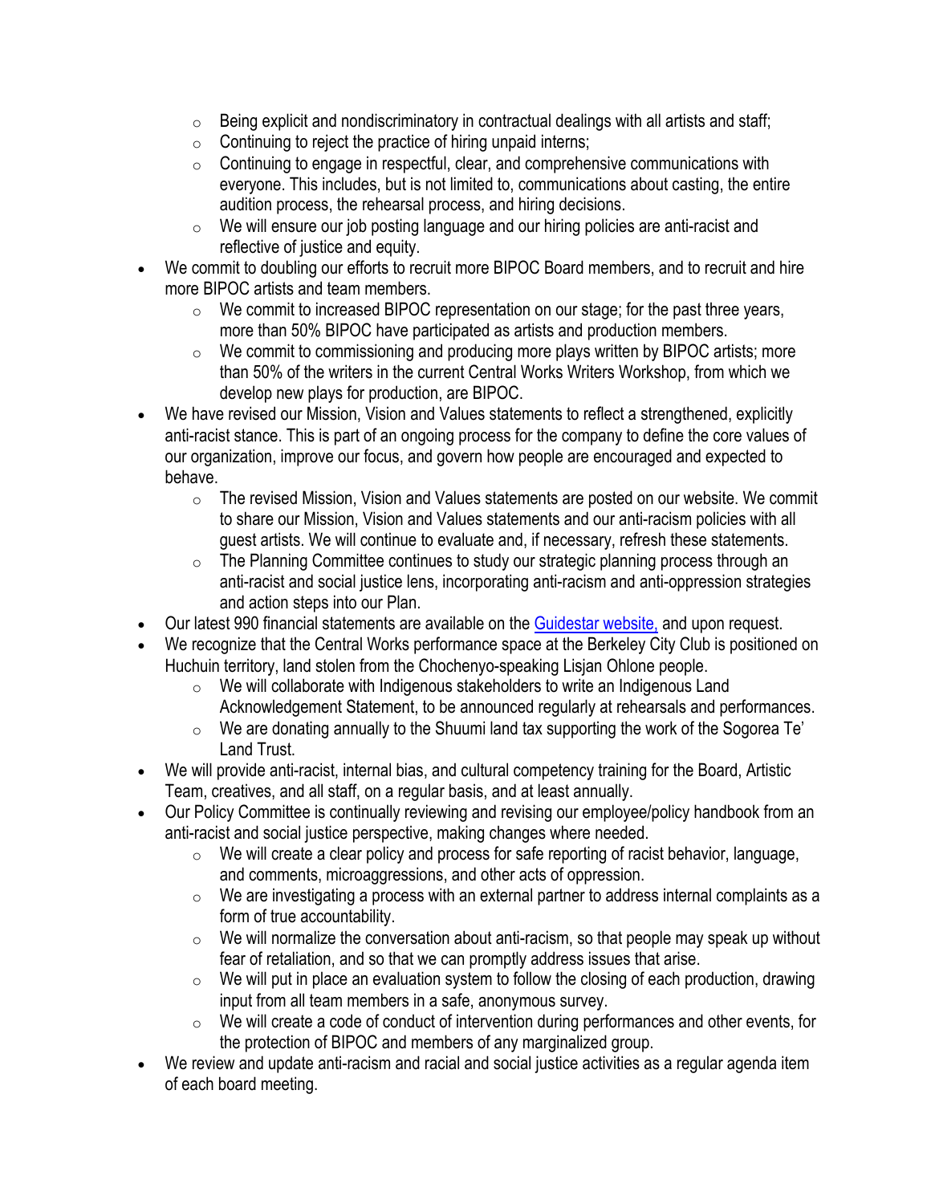- Being explicit and nondiscriminatory in contractual dealings with all artists and staff;
  - Continuing to reject the practice of hiring unpaid interns;
  - Continuing to engage in respectful, clear, and comprehensive communications with everyone. This includes, but is not limited to, communications about casting, the entire audition process, the rehearsal process, and hiring decisions.
  - We will ensure our job posting language and our hiring policies are anti-racist and reflective of justice and equity.
- We commit to doubling our efforts to recruit more BIPOC Board members, and to recruit and hire more BIPOC artists and team members.
  - We commit to increased BIPOC representation on our stage; for the past three years, more than 50% BIPOC have participated as artists and production members.
  - We commit to commissioning and producing more plays written by BIPOC artists; more than 50% of the writers in the current Central Works Writers Workshop, from which we develop new plays for production, are BIPOC.
- We have revised our Mission, Vision and Values statements to reflect a strengthened, explicitly anti-racist stance. This is part of an ongoing process for the company to define the core values of our organization, improve our focus, and govern how people are encouraged and expected to behave.
  - The revised Mission, Vision and Values statements are posted on our website. We commit to share our Mission, Vision and Values statements and our anti-racism policies with all guest artists. We will continue to evaluate and, if necessary, refresh these statements.
  - The Planning Committee continues to study our strategic planning process through an anti-racist and social justice lens, incorporating anti-racism and anti-oppression strategies and action steps into our Plan.
- Our latest 990 financial statements are available on the Guidestar website, and upon request.
- We recognize that the Central Works performance space at the Berkeley City Club is positioned on Huchuin territory, land stolen from the Chochenyo-speaking Lisjan Ohlone people.
  - We will collaborate with Indigenous stakeholders to write an Indigenous Land Acknowledgement Statement, to be announced regularly at rehearsals and performances.
  - We are donating annually to the Shuumi land tax supporting the work of the Sogorea Te' Land Trust.
- We will provide anti-racist, internal bias, and cultural competency training for the Board, Artistic Team, creatives, and all staff, on a regular basis, and at least annually.
- Our Policy Committee is continually reviewing and revising our employee/policy handbook from an anti-racist and social justice perspective, making changes where needed.
  - We will create a clear policy and process for safe reporting of racist behavior, language, and comments, microaggressions, and other acts of oppression.
  - We are investigating a process with an external partner to address internal complaints as a form of true accountability.
  - We will normalize the conversation about anti-racism, so that people may speak up without fear of retaliation, and so that we can promptly address issues that arise.
  - We will put in place an evaluation system to follow the closing of each production, drawing input from all team members in a safe, anonymous survey.
  - We will create a code of conduct of intervention during performances and other events, for the protection of BIPOC and members of any marginalized group.
- We review and update anti-racism and racial and social justice activities as a regular agenda item of each board meeting.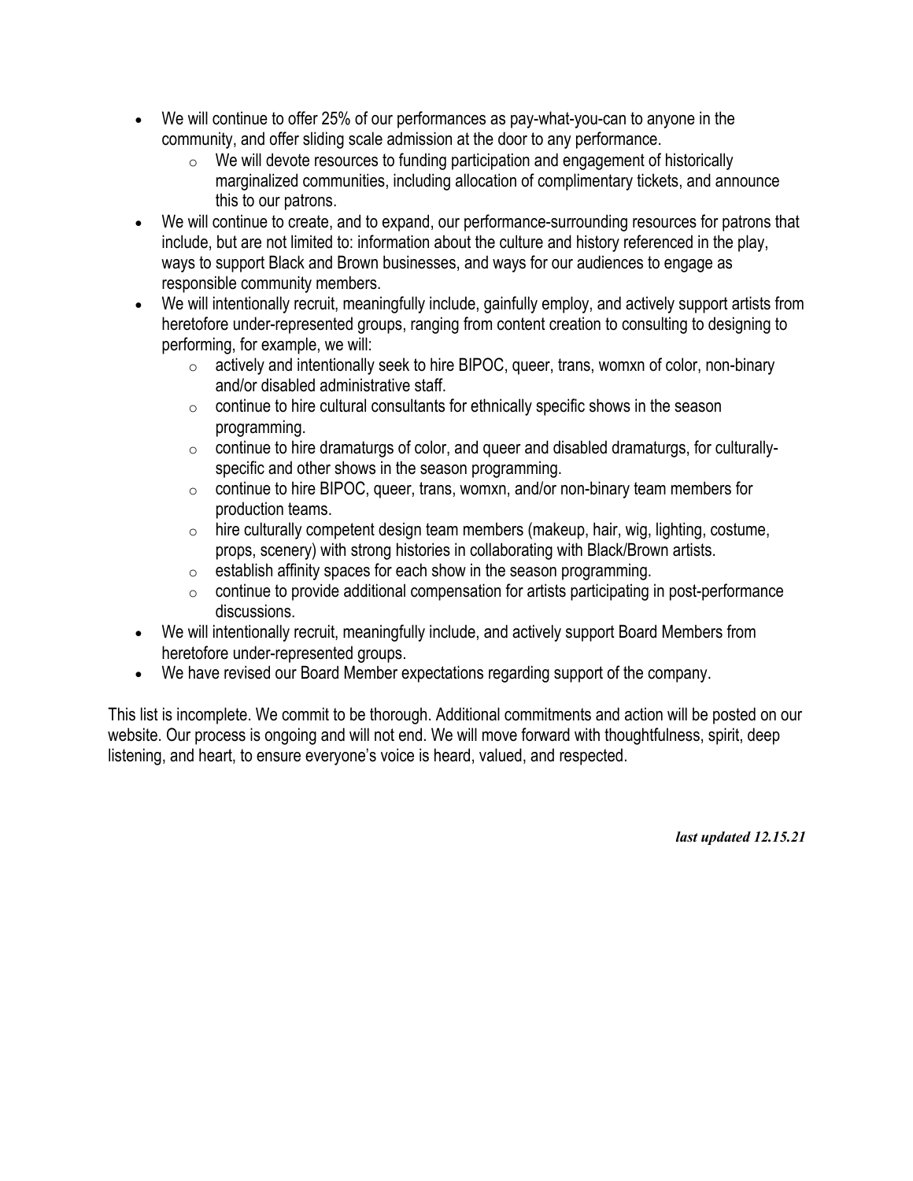- We will continue to offer 25% of our performances as pay-what-you-can to anyone in the community, and offer sliding scale admission at the door to any performance.
    - We will devote resources to funding participation and engagement of historically marginalized communities, including allocation of complimentary tickets, and announce this to our patrons.
- We will continue to create, and to expand, our performance-surrounding resources for patrons that include, but are not limited to: information about the culture and history referenced in the play, ways to support Black and Brown businesses, and ways for our audiences to engage as responsible community members.
- We will intentionally recruit, meaningfully include, gainfully employ, and actively support artists from heretofore under-represented groups, ranging from content creation to consulting to designing to performing, for example, we will:
    - actively and intentionally seek to hire BIPOC, queer, trans, womxn of color, non-binary and/or disabled administrative staff.
    - continue to hire cultural consultants for ethnically specific shows in the season programming.
    - continue to hire dramaturgs of color, and queer and disabled dramaturgs, for culturally-specific and other shows in the season programming.
    - continue to hire BIPOC, queer, trans, womxn, and/or non-binary team members for production teams.
    - hire culturally competent design team members (makeup, hair, wig, lighting, costume, props, scenery) with strong histories in collaborating with Black/Brown artists.
    - establish affinity spaces for each show in the season programming.
    - continue to provide additional compensation for artists participating in post-performance discussions.
- We will intentionally recruit, meaningfully include, and actively support Board Members from heretofore under-represented groups.
- We have revised our Board Member expectations regarding support of the company.

This list is incomplete. We commit to be thorough. Additional commitments and action will be posted on our website. Our process is ongoing and will not end. We will move forward with thoughtfulness, spirit, deep listening, and heart, to ensure everyone's voice is heard, valued, and respected.

***last updated 12.15.21***